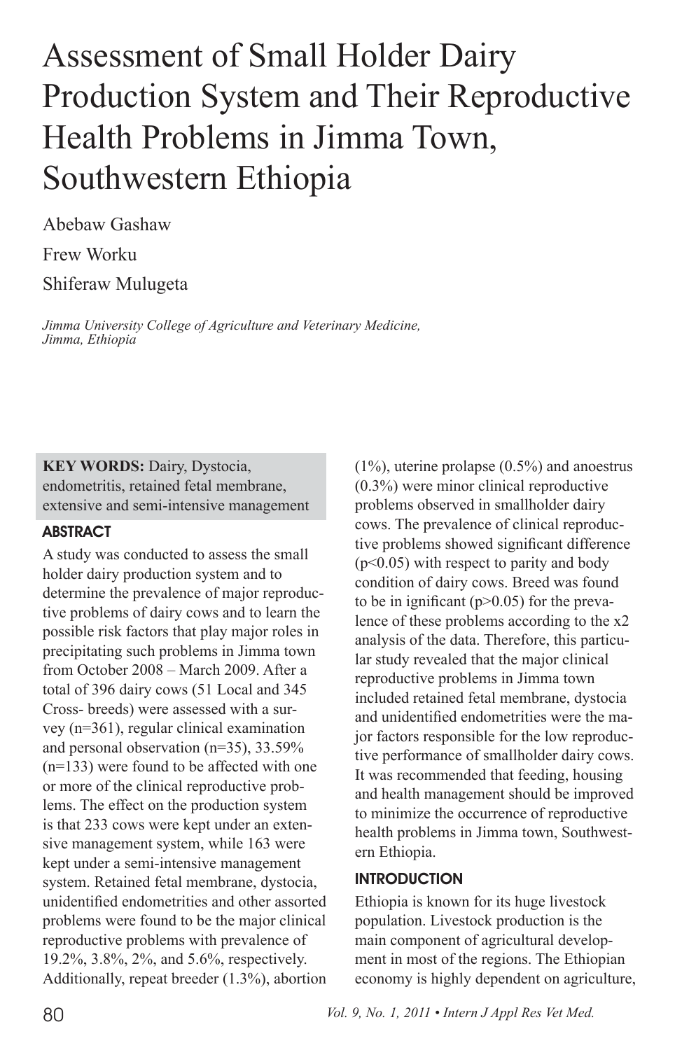# Assessment of Small Holder Dairy Production System and Their Reproductive Health Problems in Jimma Town, Southwestern Ethiopia

Abebaw Gashaw

Frew Worku

Shiferaw Mulugeta

*Jimma University College of Agriculture and Veterinary Medicine, Jimma, Ethiopia*

**KEY WORDS:** Dairy, Dystocia, endometritis, retained fetal membrane, extensive and semi-intensive management

## ABSTRACT

A study was conducted to assess the small holder dairy production system and to determine the prevalence of major reproductive problems of dairy cows and to learn the possible risk factors that play major roles in precipitating such problems in Jimma town from October 2008 – March 2009. After a total of 396 dairy cows (51 Local and 345 Cross- breeds) were assessed with a survey (n=361), regular clinical examination and personal observation (n=35), 33.59% (n=133) were found to be affected with one or more of the clinical reproductive problems. The effect on the production system is that 233 cows were kept under an extensive management system, while 163 were kept under a semi-intensive management system. Retained fetal membrane, dystocia, unidentified endometrities and other assorted problems were found to be the major clinical reproductive problems with prevalence of 19.2%, 3.8%, 2%, and 5.6%, respectively. Additionally, repeat breeder (1.3%), abortion (1%), uterine prolapse (0.5%) and anoestrus (0.3%) were minor clinical reproductive problems observed in smallholder dairy cows. The prevalence of clinical reproductive problems showed significant difference ($p<0.05$) with respect to parity and body condition of dairy cows. Breed was found to be in ignificant ($p>0.05$) for the prevalence of these problems according to the x2 analysis of the data. Therefore, this particular study revealed that the major clinical reproductive problems in Jimma town included retained fetal membrane, dystocia and unidentified endometrities were the major factors responsible for the low reproductive performance of smallholder dairy cows. It was recommended that feeding, housing and health management should be improved to minimize the occurrence of reproductive health problems in Jimma town, Southwestern Ethiopia.

## INTRODUCTION

Ethiopia is known for its huge livestock population. Livestock production is the main component of agricultural development in most of the regions. The Ethiopian economy is highly dependent on agriculture,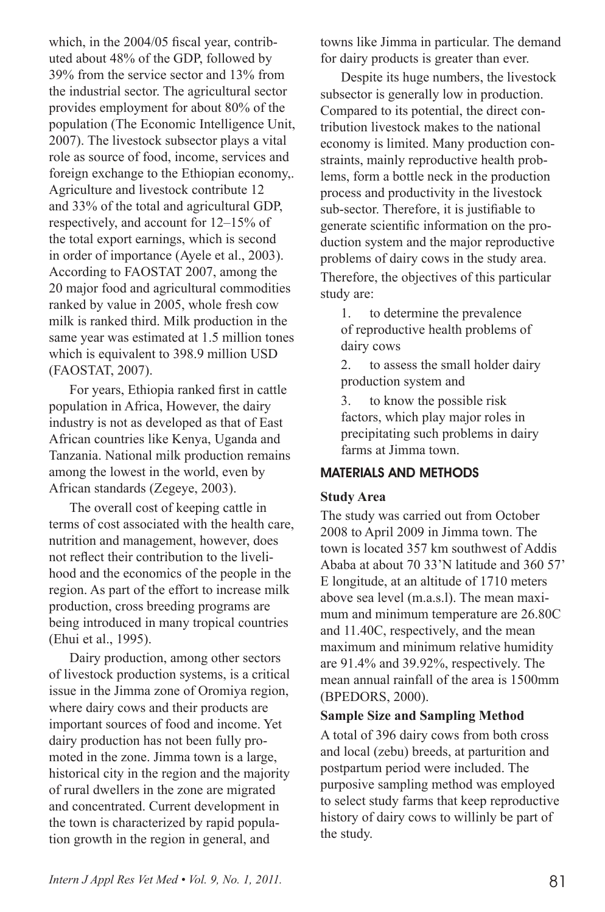which, in the 2004/05 fiscal year, contributed about 48% of the GDP, followed by 39% from the service sector and 13% from the industrial sector. The agricultural sector provides employment for about 80% of the population (The Economic Intelligence Unit, 2007). The livestock subsector plays a vital role as source of food, income, services and foreign exchange to the Ethiopian economy,. Agriculture and livestock contribute 12 and 33% of the total and agricultural GDP, respectively, and account for 12–15% of the total export earnings, which is second in order of importance (Ayele et al., 2003). According to FAOSTAT 2007, among the 20 major food and agricultural commodities ranked by value in 2005, whole fresh cow milk is ranked third. Milk production in the same year was estimated at 1.5 million tones which is equivalent to 398.9 million USD (FAOSTAT, 2007).

For years, Ethiopia ranked first in cattle population in Africa, However, the dairy industry is not as developed as that of East African countries like Kenya, Uganda and Tanzania. National milk production remains among the lowest in the world, even by African standards (Zegeye, 2003).

The overall cost of keeping cattle in terms of cost associated with the health care, nutrition and management, however, does not reflect their contribution to the livelihood and the economics of the people in the region. As part of the effort to increase milk production, cross breeding programs are being introduced in many tropical countries (Ehui et al., 1995).

Dairy production, among other sectors of livestock production systems, is a critical issue in the Jimma zone of Oromiya region, where dairy cows and their products are important sources of food and income. Yet dairy production has not been fully promoted in the zone. Jimma town is a large, historical city in the region and the majority of rural dwellers in the zone are migrated and concentrated. Current development in the town is characterized by rapid population growth in the region in general, and towns like Jimma in particular. The demand for dairy products is greater than ever.

Despite its huge numbers, the livestock subsector is generally low in production. Compared to its potential, the direct contribution livestock makes to the national economy is limited. Many production constraints, mainly reproductive health problems, form a bottle neck in the production process and productivity in the livestock sub-sector. Therefore, it is justifiable to generate scientific information on the production system and the major reproductive problems of dairy cows in the study area. Therefore, the objectives of this particular study are:

1. to determine the prevalence of reproductive health problems of dairy cows
2. to assess the small holder dairy production system and
3. to know the possible risk factors, which play major roles in precipitating such problems in dairy farms at Jimma town.

## MATERIALS AND METHODS

### Study Area

The study was carried out from October 2008 to April 2009 in Jimma town. The town is located 357 km southwest of Addis Ababa at about 70 33'N latitude and 360 57' E longitude, at an altitude of 1710 meters above sea level (m.a.s.l). The mean maximum and minimum temperature are 26.80C and 11.40C, respectively, and the mean maximum and minimum relative humidity are 91.4% and 39.92%, respectively. The mean annual rainfall of the area is 1500mm (BPEDORS, 2000).

### Sample Size and Sampling Method

A total of 396 dairy cows from both cross and local (zebu) breeds, at parturition and postpartum period were included. The purposive sampling method was employed to select study farms that keep reproductive history of dairy cows to willinly be part of the study.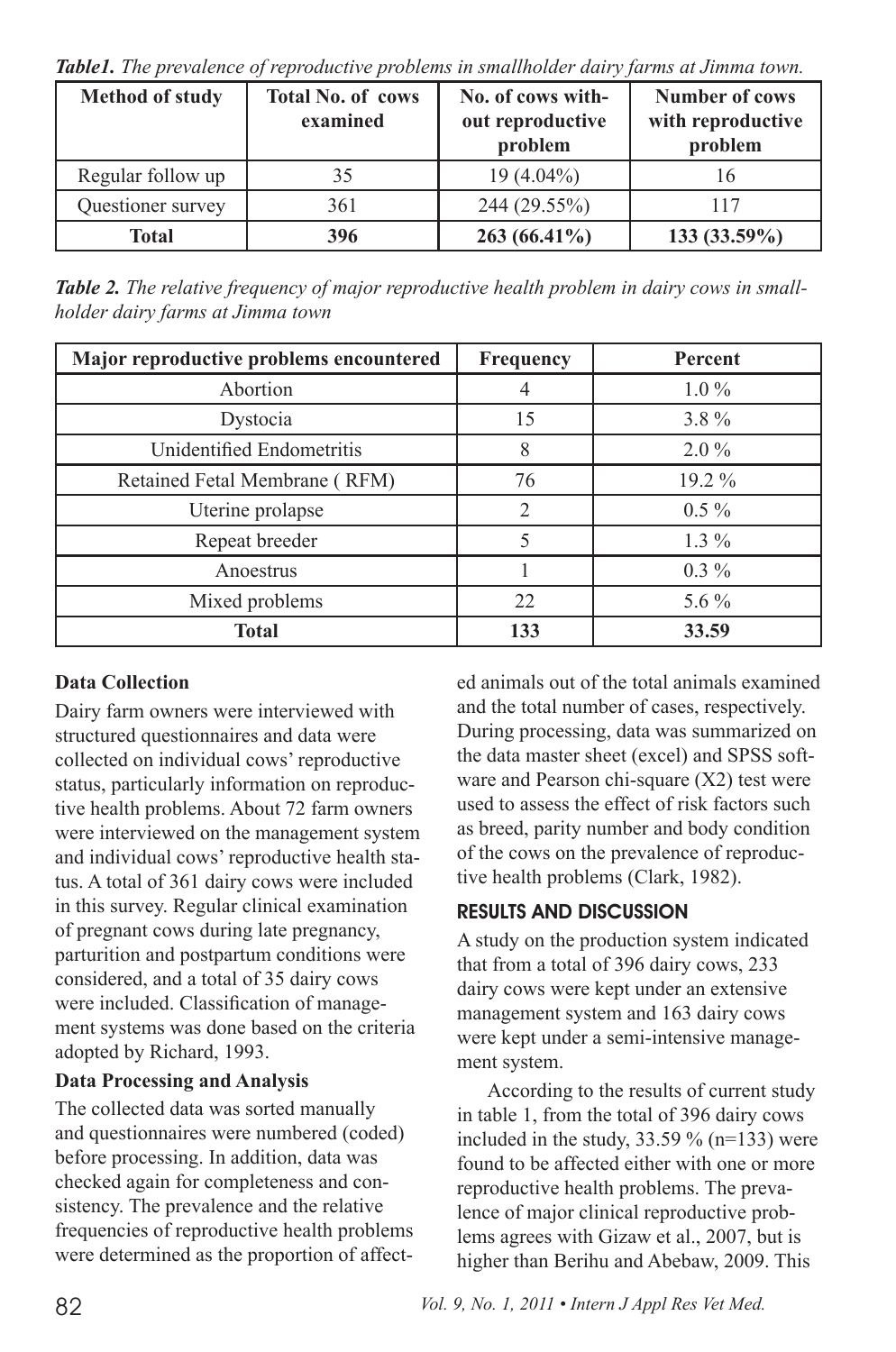***Table1.*** *The prevalence of reproductive problems in smallholder dairy farms at Jimma town.*

| Method of study | Total No. of cows examined | No. of cows without reproductive problem | Number of cows with reproductive problem |
|---|---|---|---|
| Regular follow up | 35 | 19 (4.04%) | 16 |
| Questioner survey | 361 | 244 (29.55%) | 117 |
| **Total** | **396** | **263 (66.41%)** | **133 (33.59%)** |

***Table 2.*** *The relative frequency of major reproductive health problem in dairy cows in smallholder dairy farms at Jimma town*

| Major reproductive problems encountered | Frequency | Percent |
|---|---|---|
| Abortion | 4 | 1.0 % |
| Dystocia | 15 | 3.8 % |
| Unidentified Endometritis | 8 | 2.0 % |
| Retained Fetal Membrane ( RFM) | 76 | 19.2 % |
| Uterine prolapse | 2 | 0.5 % |
| Repeat breeder | 5 | 1.3 % |
| Anoestrus | 1 | 0.3 % |
| Mixed problems | 22 | 5.6 % |
| **Total** | **133** | **33.59** |

**Data Collection**

Dairy farm owners were interviewed with structured questionnaires and data were collected on individual cows' reproductive status, particularly information on reproductive health problems. About 72 farm owners were interviewed on the management system and individual cows' reproductive health status. A total of 361 dairy cows were included in this survey. Regular clinical examination of pregnant cows during late pregnancy, parturition and postpartum conditions were considered, and a total of 35 dairy cows were included. Classification of management systems was done based on the criteria adopted by Richard, 1993.

**Data Processing and Analysis**

The collected data was sorted manually and questionnaires were numbered (coded) before processing. In addition, data was checked again for completeness and consistency. The prevalence and the relative frequencies of reproductive health problems were determined as the proportion of affected animals out of the total animals examined and the total number of cases, respectively. During processing, data was summarized on the data master sheet (excel) and SPSS software and Pearson chi-square (X2) test were used to assess the effect of risk factors such as breed, parity number and body condition of the cows on the prevalence of reproductive health problems (Clark, 1982).

## RESULTS AND DISCUSSION

A study on the production system indicated that from a total of 396 dairy cows, 233 dairy cows were kept under an extensive management system and 163 dairy cows were kept under a semi-intensive management system.

According to the results of current study in table 1, from the total of 396 dairy cows included in the study, 33.59 % (n=133) were found to be affected either with one or more reproductive health problems. The prevalence of major clinical reproductive problems agrees with Gizaw et al., 2007, but is higher than Berihu and Abebaw, 2009. This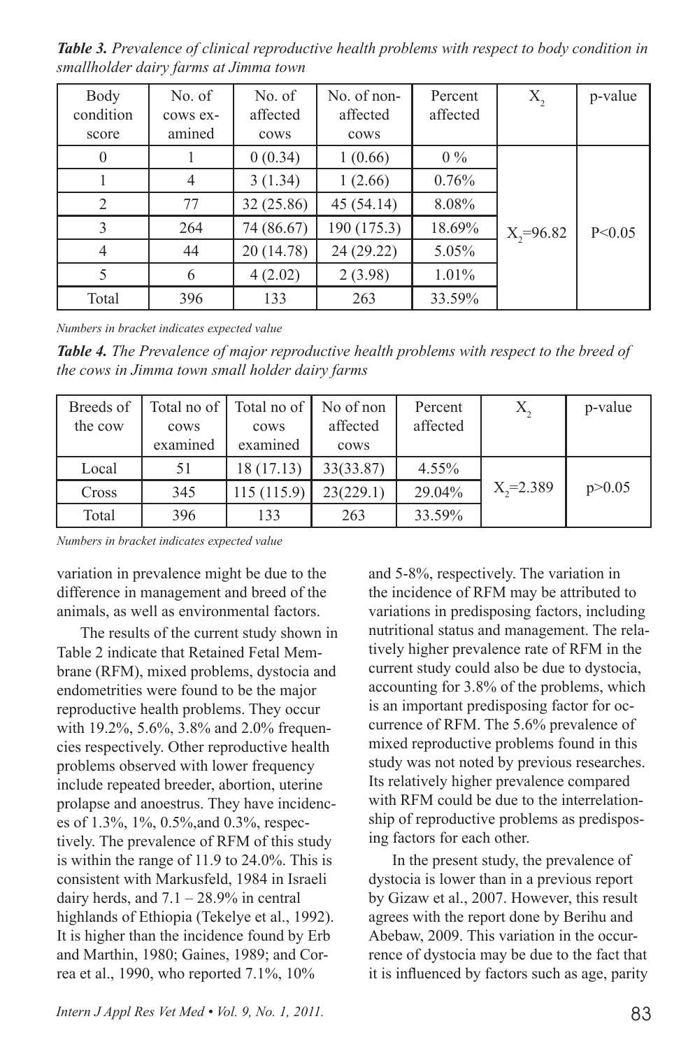***Table 3.*** *Prevalence of clinical reproductive health problems with respect to body condition in smallholder dairy farms at Jimma town*

| Body condition score | No. of cows examined | No. of affected cows | No. of non-affected cows | Percent affected | $X_2$ | p-value |
|---|---|---|---|---|---|---|
| 0 | 1 | 0 (0.34) | 1 (0.66) | 0 % | $X_2$=96.82 | P<0.05 |
| 1 | 4 | 3 (1.34) | 1 (2.66) | 0.76% | | |
| 2 | 77 | 32 (25.86) | 45 (54.14) | 8.08% | | |
| 3 | 264 | 74 (86.67) | 190 (175.3) | 18.69% | | |
| 4 | 44 | 20 (14.78) | 24 (29.22) | 5.05% | | |
| 5 | 6 | 4 (2.02) | 2 (3.98) | 1.01% | | |
| Total | 396 | 133 | 263 | 33.59% | | |

*Numbers in bracket indicates expected value*

***Table 4.*** *The Prevalence of major reproductive health problems with respect to the breed of the cows in Jimma town small holder dairy farms*

| Breeds of the cow | Total no of cows examined | Total no of cows examined | No of non affected cows | Percent affected | $X_2$ | p-value |
|---|---|---|---|---|---|---|
| Local | 51 | 18 (17.13) | 33(33.87) | 4.55% | $X_2$=2.389 | p>0.05 |
| Cross | 345 | 115 (115.9) | 23(229.1) | 29.04% | | |
| Total | 396 | 133 | 263 | 33.59% | | |

*Numbers in bracket indicates expected value*

variation in prevalence might be due to the difference in management and breed of the animals, as well as environmental factors.

The results of the current study shown in Table 2 indicate that Retained Fetal Membrane (RFM), mixed problems, dystocia and endometrities were found to be the major reproductive health problems. They occur with 19.2%, 5.6%, 3.8% and 2.0% frequencies respectively. Other reproductive health problems observed with lower frequency include repeated breeder, abortion, uterine prolapse and anoestrus. They have incidences of 1.3%, 1%, 0.5%,and 0.3%, respectively. The prevalence of RFM of this study is within the range of 11.9 to 24.0%. This is consistent with Markusfeld, 1984 in Israeli dairy herds, and 7.1 – 28.9% in central highlands of Ethiopia (Tekelye et al., 1992). It is higher than the incidence found by Erb and Marthin, 1980; Gaines, 1989; and Correa et al., 1990, who reported 7.1%, 10% and 5-8%, respectively. The variation in the incidence of RFM may be attributed to variations in predisposing factors, including nutritional status and management. The relatively higher prevalence rate of RFM in the current study could also be due to dystocia, accounting for 3.8% of the problems, which is an important predisposing factor for occurrence of RFM. The 5.6% prevalence of mixed reproductive problems found in this study was not noted by previous researches. Its relatively higher prevalence compared with RFM could be due to the interrelationship of reproductive problems as predisposing factors for each other.

In the present study, the prevalence of dystocia is lower than in a previous report by Gizaw et al., 2007. However, this result agrees with the report done by Berihu and Abebaw, 2009. This variation in the occurrence of dystocia may be due to the fact that it is influenced by factors such as age, parity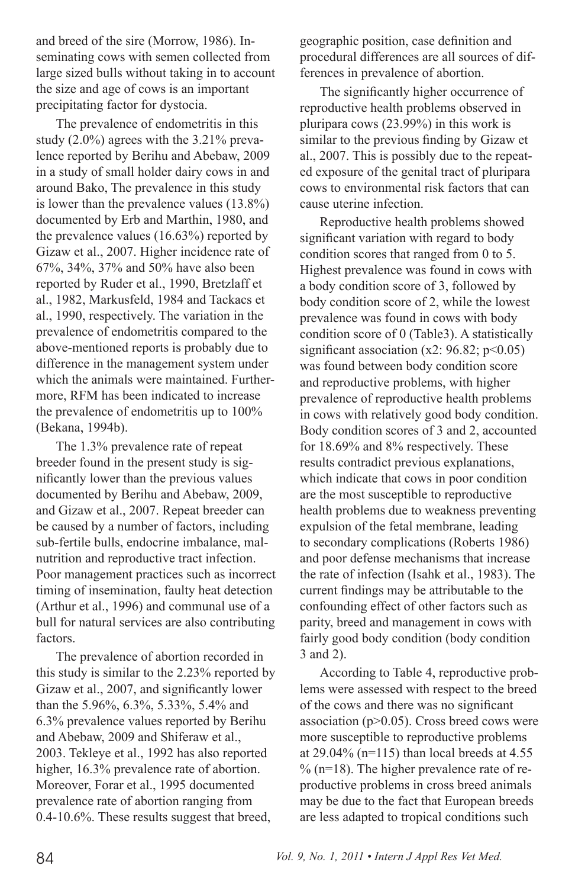and breed of the sire (Morrow, 1986). Inseminating cows with semen collected from large sized bulls without taking in to account the size and age of cows is an important precipitating factor for dystocia.

The prevalence of endometritis in this study (2.0%) agrees with the 3.21% prevalence reported by Berihu and Abebaw, 2009 in a study of small holder dairy cows in and around Bako, The prevalence in this study is lower than the prevalence values (13.8%) documented by Erb and Marthin, 1980, and the prevalence values (16.63%) reported by Gizaw et al., 2007. Higher incidence rate of 67%, 34%, 37% and 50% have also been reported by Ruder et al., 1990, Bretzlaff et al., 1982, Markusfeld, 1984 and Tackacs et al., 1990, respectively. The variation in the prevalence of endometritis compared to the above-mentioned reports is probably due to difference in the management system under which the animals were maintained. Furthermore, RFM has been indicated to increase the prevalence of endometritis up to 100% (Bekana, 1994b).

The 1.3% prevalence rate of repeat breeder found in the present study is significantly lower than the previous values documented by Berihu and Abebaw, 2009, and Gizaw et al., 2007. Repeat breeder can be caused by a number of factors, including sub-fertile bulls, endocrine imbalance, malnutrition and reproductive tract infection. Poor management practices such as incorrect timing of insemination, faulty heat detection (Arthur et al., 1996) and communal use of a bull for natural services are also contributing factors.

The prevalence of abortion recorded in this study is similar to the 2.23% reported by Gizaw et al., 2007, and significantly lower than the 5.96%, 6.3%, 5.33%, 5.4% and 6.3% prevalence values reported by Berihu and Abebaw, 2009 and Shiferaw et al., 2003. Tekleye et al., 1992 has also reported higher, 16.3% prevalence rate of abortion. Moreover, Forar et al., 1995 documented prevalence rate of abortion ranging from 0.4-10.6%. These results suggest that breed, geographic position, case definition and procedural differences are all sources of differences in prevalence of abortion.

The significantly higher occurrence of reproductive health problems observed in pluripara cows (23.99%) in this work is similar to the previous finding by Gizaw et al., 2007. This is possibly due to the repeated exposure of the genital tract of pluripara cows to environmental risk factors that can cause uterine infection.

Reproductive health problems showed significant variation with regard to body condition scores that ranged from 0 to 5. Highest prevalence was found in cows with a body condition score of 3, followed by body condition score of 2, while the lowest prevalence was found in cows with body condition score of 0 (Table3). A statistically significant association ($x2$: 96.82; $p<0.05$) was found between body condition score and reproductive problems, with higher prevalence of reproductive health problems in cows with relatively good body condition. Body condition scores of 3 and 2, accounted for 18.69% and 8% respectively. These results contradict previous explanations, which indicate that cows in poor condition are the most susceptible to reproductive health problems due to weakness preventing expulsion of the fetal membrane, leading to secondary complications (Roberts 1986) and poor defense mechanisms that increase the rate of infection (Isahk et al., 1983). The current findings may be attributable to the confounding effect of other factors such as parity, breed and management in cows with fairly good body condition (body condition 3 and 2).

According to Table 4, reproductive problems were assessed with respect to the breed of the cows and there was no significant association ($p>0.05$). Cross breed cows were more susceptible to reproductive problems at 29.04% (n=115) than local breeds at 4.55 % (n=18). The higher prevalence rate of reproductive problems in cross breed animals may be due to the fact that European breeds are less adapted to tropical conditions such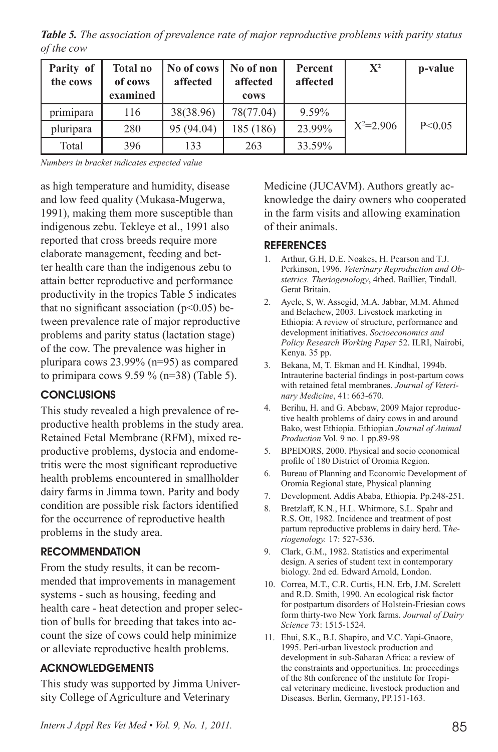*Table 5. The association of prevalence rate of major reproductive problems with parity status of the cow*

| Parity of the cows | Total no of cows examined | No of cows affected | No of non affected cows | Percent affected | $X^2$ | p-value |
|---|---|---|---|---|---|---|
| primipara | 116 | 38(38.96) | 78(77.04) | 9.59% | $X^2$=2.906 | P<0.05 |
| pluripara | 280 | 95 (94.04) | 185 (186) | 23.99% | | |
| Total | 396 | 133 | 263 | 33.59% | | |

*Numbers in bracket indicates expected value*

as high temperature and humidity, disease and low feed quality (Mukasa-Mugerwa, 1991), making them more susceptible than indigenous zebu. Tekleye et al., 1991 also reported that cross breeds require more elaborate management, feeding and better health care than the indigenous zebu to attain better reproductive and performance productivity in the tropics Table 5 indicates that no significant association ($p<0.05$) between prevalence rate of major reproductive problems and parity status (lactation stage) of the cow. The prevalence was higher in pluripara cows 23.99% (n=95) as compared to primipara cows 9.59 % (n=38) (Table 5).

## CONCLUSIONS

This study revealed a high prevalence of reproductive health problems in the study area. Retained Fetal Membrane (RFM), mixed reproductive problems, dystocia and endometritis were the most significant reproductive health problems encountered in smallholder dairy farms in Jimma town. Parity and body condition are possible risk factors identified for the occurrence of reproductive health problems in the study area.

## RECOMMENDATION

From the study results, it can be recommended that improvements in management systems - such as housing, feeding and health care - heat detection and proper selection of bulls for breeding that takes into account the size of cows could help minimize or alleviate reproductive health problems.

## ACKNOWLEDGEMENTS

This study was supported by Jimma University College of Agriculture and Veterinary Medicine (JUCAVM). Authors greatly acknowledge the dairy owners who cooperated in the farm visits and allowing examination of their animals.

## REFERENCES

1. Arthur, G.H, D.E. Noakes, H. Pearson and T.J. Perkinson, 1996. *Veterinary Reproduction and Obstetrics. Theriogenology*, 4thed. Baillier, Tindall. Gerat Britain.
2. Ayele, S, W. Assegid, M.A. Jabbar, M.M. Ahmed and Belachew, 2003. Livestock marketing in Ethiopia: A review of structure, performance and development initiatives. *Socioeconomics and Policy Research Working Paper* 52. ILRI, Nairobi, Kenya. 35 pp.
3. Bekana, M, T. Ekman and H. Kindhal, 1994b. Intrauterine bacterial findings in post-partum cows with retained fetal membranes. *Journal of Veterinary Medicine*, 41: 663-670.
4. Berihu, H. and G. Abebaw, 2009 Major reproductive health problems of dairy cows in and around Bako, west Ethiopia. Ethiopian *Journal of Animal Production* Vol. 9 no. 1 pp.89-98
5. BPEDORS, 2000. Physical and socio economical profile of 180 District of Oromia Region.
6. Bureau of Planning and Economic Development of Oromia Regional state, Physical planning
7. Development. Addis Ababa, Ethiopia. Pp.248-251.
8. Bretzlaff, K.N., H.L. Whitmore, S.L. Spahr and R.S. Ott, 1982. Incidence and treatment of post partum reproductive problems in dairy herd. T*heriogenology.* 17: 527-536.
9. Clark, G.M., 1982. Statistics and experimental design. A series of student text in contemporary biology. 2nd ed. Edward Arnold, London.
10. Correa, M.T., C.R. Curtis, H.N. Erb, J.M. Screlett and R.D. Smith, 1990. An ecological risk factor for postpartum disorders of Holstein-Friesian cows form thirty-two New York farms. *Journal of Dairy Science* 73: 1515-1524.
11. Ehui, S.K., B.I. Shapiro, and V.C. Yapi-Gnaore, 1995. Peri-urban livestock production and development in sub-Saharan Africa: a review of the constraints and opportunities. In: proceedings of the 8th conference of the institute for Tropical veterinary medicine, livestock production and Diseases. Berlin, Germany, PP.151-163.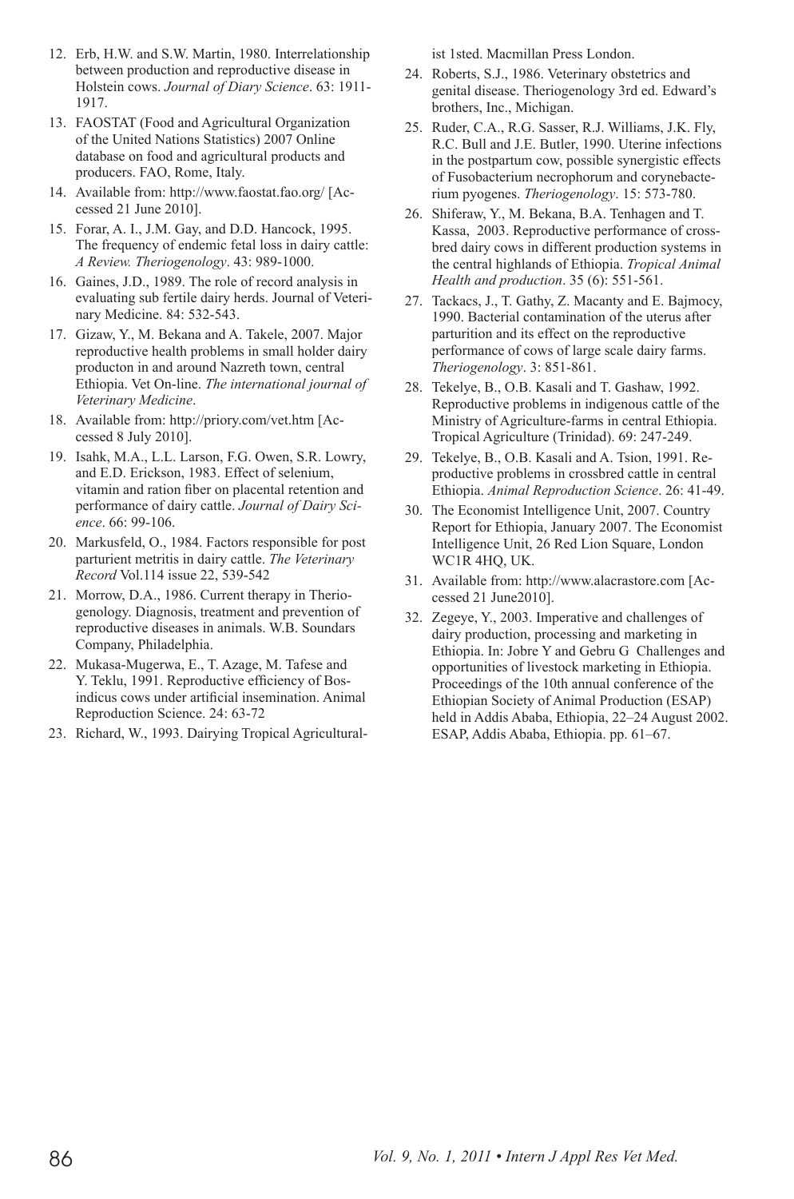12. Erb, H.W. and S.W. Martin, 1980. Interrelationship between production and reproductive disease in Holstein cows. *Journal of Diary Science*. 63: 1911-1917.
13. FAOSTAT (Food and Agricultural Organization of the United Nations Statistics) 2007 Online database on food and agricultural products and producers. FAO, Rome, Italy.
14. Available from: http://www.faostat.fao.org/ [Accessed 21 June 2010].
15. Forar, A. I., J.M. Gay, and D.D. Hancock, 1995. The frequency of endemic fetal loss in dairy cattle: *A Review. Theriogenology*. 43: 989-1000.
16. Gaines, J.D., 1989. The role of record analysis in evaluating sub fertile dairy herds. Journal of Veterinary Medicine. 84: 532-543.
17. Gizaw, Y., M. Bekana and A. Takele, 2007. Major reproductive health problems in small holder dairy producton in and around Nazreth town, central Ethiopia. Vet On-line. *The international journal of Veterinary Medicine*.
18. Available from: http://priory.com/vet.htm [Accessed 8 July 2010].
19. Isahk, M.A., L.L. Larson, F.G. Owen, S.R. Lowry, and E.D. Erickson, 1983. Effect of selenium, vitamin and ration fiber on placental retention and performance of dairy cattle. *Journal of Dairy Science*. 66: 99-106.
20. Markusfeld, O., 1984. Factors responsible for post parturient metritis in dairy cattle. *The Veterinary Record* Vol.114 issue 22, 539-542
21. Morrow, D.A., 1986. Current therapy in Theriogenology. Diagnosis, treatment and prevention of reproductive diseases in animals. W.B. Soundars Company, Philadelphia.
22. Mukasa-Mugerwa, E., T. Azage, M. Tafese and Y. Teklu, 1991. Reproductive efficiency of Bos-indicus cows under artificial insemination. Animal Reproduction Science. 24: 63-72
23. Richard, W., 1993. Dairying Tropical Agriculturalist 1sted. Macmillan Press London.
24. Roberts, S.J., 1986. Veterinary obstetrics and genital disease. Theriogenology 3rd ed. Edward's brothers, Inc., Michigan.
25. Ruder, C.A., R.G. Sasser, R.J. Williams, J.K. Fly, R.C. Bull and J.E. Butler, 1990. Uterine infections in the postpartum cow, possible synergistic effects of Fusobacterium necrophorum and corynebacterium pyogenes. *Theriogenology*. 15: 573-780.
26. Shiferaw, Y., M. Bekana, B.A. Tenhagen and T. Kassa, 2003. Reproductive performance of crossbred dairy cows in different production systems in the central highlands of Ethiopia. *Tropical Animal Health and production*. 35 (6): 551-561.
27. Tackacs, J., T. Gathy, Z. Macanty and E. Bajmocy, 1990. Bacterial contamination of the uterus after parturition and its effect on the reproductive performance of cows of large scale dairy farms. *Theriogenology*. 3: 851-861.
28. Tekelye, B., O.B. Kasali and T. Gashaw, 1992. Reproductive problems in indigenous cattle of the Ministry of Agriculture-farms in central Ethiopia. Tropical Agriculture (Trinidad). 69: 247-249.
29. Tekelye, B., O.B. Kasali and A. Tsion, 1991. Reproductive problems in crossbred cattle in central Ethiopia. *Animal Reproduction Science*. 26: 41-49.
30. The Economist Intelligence Unit, 2007. Country Report for Ethiopia, January 2007. The Economist Intelligence Unit, 26 Red Lion Square, London WC1R 4HQ, UK.
31. Available from: http://www.alacrastore.com [Accessed 21 June2010].
32. Zegeye, Y., 2003. Imperative and challenges of dairy production, processing and marketing in Ethiopia. In: Jobre Y and Gebru G Challenges and opportunities of livestock marketing in Ethiopia. Proceedings of the 10th annual conference of the Ethiopian Society of Animal Production (ESAP) held in Addis Ababa, Ethiopia, 22–24 August 2002. ESAP, Addis Ababa, Ethiopia. pp. 61–67.